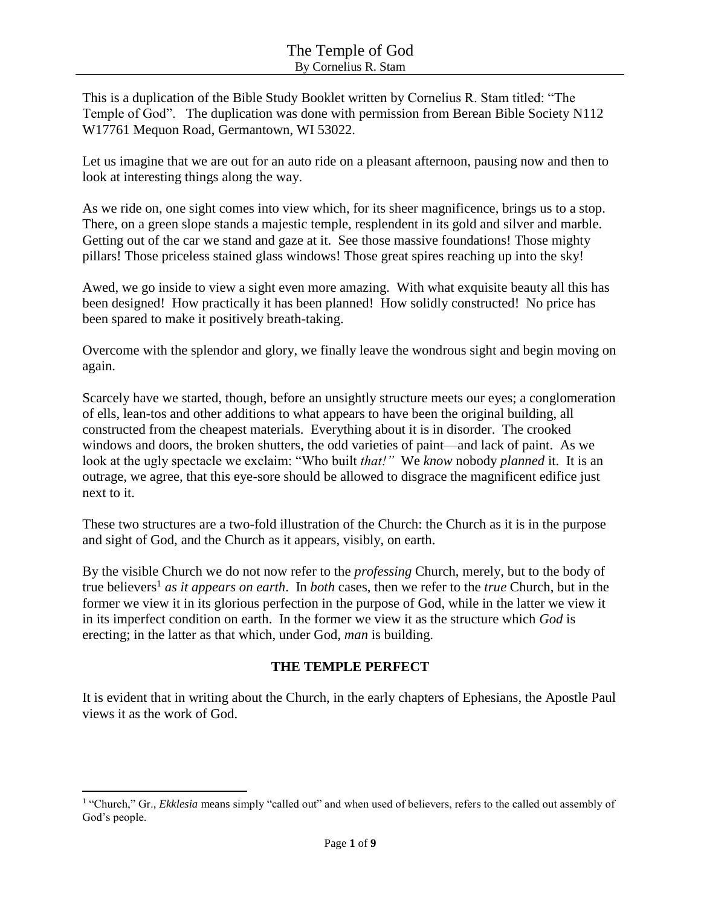# The Temple of God

By Cornelius R. Stam

This is a duplication of the Bible Study Booklet written by Cornelius R. Stam titled: "The Temple of God". The duplication was done with permission from Berean Bible Society N112 W17761 Mequon Road, Germantown, WI 53022.

Let us imagine that we are out for an auto ride on a pleasant afternoon, pausing now and then to look at interesting things along the way.

As we ride on, one sight comes into view which, for its sheer magnificence, brings us to a stop. There, on a green slope stands a majestic temple, resplendent in its gold and silver and marble. Getting out of the car we stand and gaze at it. See those massive foundations! Those mighty pillars! Those priceless stained glass windows! Those great spires reaching up into the sky!

Awed, we go inside to view a sight even more amazing. With what exquisite beauty all this has been designed! How practically it has been planned! How solidly constructed! No price has been spared to make it positively breath-taking.

Overcome with the splendor and glory, we finally leave the wondrous sight and begin moving on again.

Scarcely have we started, though, before an unsightly structure meets our eyes; a conglomeration of ells, lean-tos and other additions to what appears to have been the original building, all constructed from the cheapest materials. Everything about it is in disorder. The crooked windows and doors, the broken shutters, the odd varieties of paint—and lack of paint. As we look at the ugly spectacle we exclaim: "Who built *that!"* We *know* nobody *planned* it. It is an outrage, we agree, that this eye-sore should be allowed to disgrace the magnificent edifice just next to it.

These two structures are a two-fold illustration of the Church: the Church as it is in the purpose and sight of God, and the Church as it appears, visibly, on earth.

By the visible Church we do not now refer to the *professing* Church, merely, but to the body of true believers[1] *as it appears on earth*. In *both* cases, then we refer to the *true* Church, but in the former we view it in its glorious perfection in the purpose of God, while in the latter we view it in its imperfect condition on earth. In the former we view it as the structure which *God* is erecting; in the latter as that which, under God, *man* is building.

## THE TEMPLE PERFECT

It is evident that in writing about the Church, in the early chapters of Ephesians, the Apostle Paul views it as the work of God.

---

[1] "Church," Gr., *Ekklesia* means simply "called out" and when used of believers, refers to the called out assembly of God's people.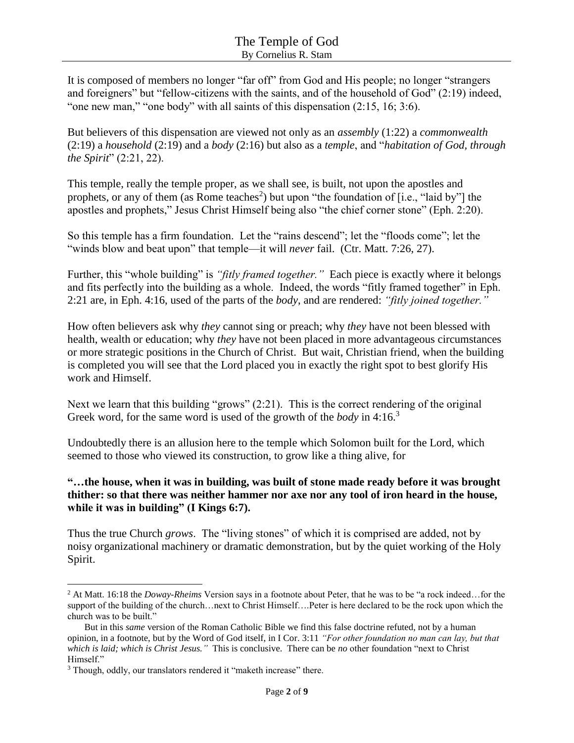It is composed of members no longer "far off" from God and His people; no longer "strangers and foreigners" but "fellow-citizens with the saints, and of the household of God" (2:19) indeed, "one new man," "one body" with all saints of this dispensation (2:15, 16; 3:6).

But believers of this dispensation are viewed not only as an *assembly* (1:22) a *commonwealth* (2:19) a *household* (2:19) and a *body* (2:16) but also as a *temple*, and "*habitation of God, through the Spirit*" (2:21, 22).

This temple, really the temple proper, as we shall see, is built, not upon the apostles and prophets, or any of them (as Rome teaches[2]) but upon "the foundation of [i.e., "laid by"] the apostles and prophets," Jesus Christ Himself being also "the chief corner stone" (Eph. 2:20).

So this temple has a firm foundation. Let the "rains descend"; let the "floods come"; let the "winds blow and beat upon" that temple—it will *never* fail. (Ctr. Matt. 7:26, 27).

Further, this "whole building" is *"fitly framed together."* Each piece is exactly where it belongs and fits perfectly into the building as a whole. Indeed, the words "fitly framed together" in Eph. 2:21 are, in Eph. 4:16, used of the parts of the *body*, and are rendered: *"fitly joined together."*

How often believers ask why *they* cannot sing or preach; why *they* have not been blessed with health, wealth or education; why *they* have not been placed in more advantageous circumstances or more strategic positions in the Church of Christ. But wait, Christian friend, when the building is completed you will see that the Lord placed you in exactly the right spot to best glorify His work and Himself.

Next we learn that this building "grows" (2:21). This is the correct rendering of the original Greek word, for the same word is used of the growth of the *body* in 4:16.[3]

Undoubtedly there is an allusion here to the temple which Solomon built for the Lord, which seemed to those who viewed its construction, to grow like a thing alive, for

**"…the house, when it was in building, was built of stone made ready before it was brought thither: so that there was neither hammer nor axe nor any tool of iron heard in the house, while it was in building" (I Kings 6:7).**

Thus the true Church *grows*. The "living stones" of which it is comprised are added, not by noisy organizational machinery or dramatic demonstration, but by the quiet working of the Holy Spirit.

---

[2] At Matt. 16:18 the *Doway-Rheims* Version says in a footnote about Peter, that he was to be "a rock indeed…for the support of the building of the church…next to Christ Himself….Peter is here declared to be the rock upon which the church was to be built."

But in this *same* version of the Roman Catholic Bible we find this false doctrine refuted, not by a human opinion, in a footnote, but by the Word of God itself, in I Cor. 3:11 *"For other foundation no man can lay, but that which is laid; which is Christ Jesus."* This is conclusive. There can be *no* other foundation "next to Christ Himself."

[3] Though, oddly, our translators rendered it "maketh increase" there.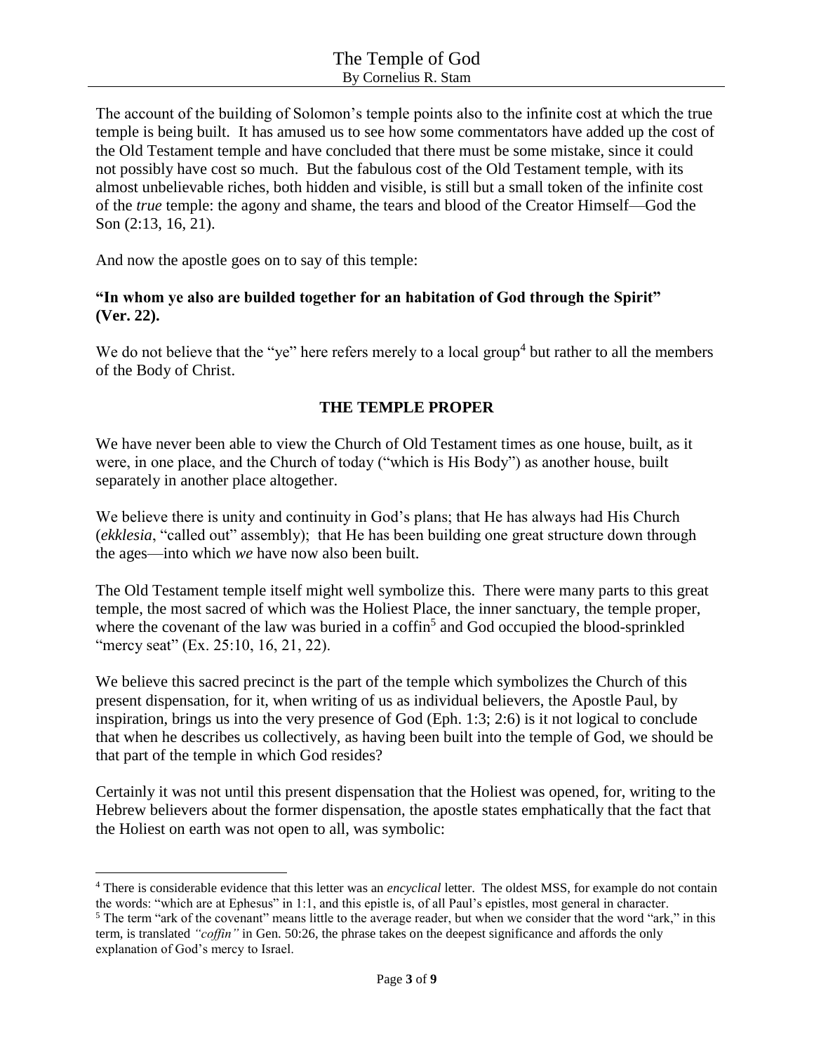The account of the building of Solomon's temple points also to the infinite cost at which the true temple is being built. It has amused us to see how some commentators have added up the cost of the Old Testament temple and have concluded that there must be some mistake, since it could not possibly have cost so much. But the fabulous cost of the Old Testament temple, with its almost unbelievable riches, both hidden and visible, is still but a small token of the infinite cost of the *true* temple: the agony and shame, the tears and blood of the Creator Himself—God the Son (2:13, 16, 21).

And now the apostle goes on to say of this temple:

**"In whom ye also are builded together for an habitation of God through the Spirit" (Ver. 22).**

We do not believe that the "ye" here refers merely to a local group[4] but rather to all the members of the Body of Christ.

## THE TEMPLE PROPER

We have never been able to view the Church of Old Testament times as one house, built, as it were, in one place, and the Church of today ("which is His Body") as another house, built separately in another place altogether.

We believe there is unity and continuity in God's plans; that He has always had His Church (*ekklesia*, "called out" assembly); that He has been building one great structure down through the ages—into which *we* have now also been built.

The Old Testament temple itself might well symbolize this. There were many parts to this great temple, the most sacred of which was the Holiest Place, the inner sanctuary, the temple proper, where the covenant of the law was buried in a coffin[5] and God occupied the blood-sprinkled "mercy seat" (Ex. 25:10, 16, 21, 22).

We believe this sacred precinct is the part of the temple which symbolizes the Church of this present dispensation, for it, when writing of us as individual believers, the Apostle Paul, by inspiration, brings us into the very presence of God (Eph. 1:3; 2:6) is it not logical to conclude that when he describes us collectively, as having been built into the temple of God, we should be that part of the temple in which God resides?

Certainly it was not until this present dispensation that the Holiest was opened, for, writing to the Hebrew believers about the former dispensation, the apostle states emphatically that the fact that the Holiest on earth was not open to all, was symbolic:

---

[4] There is considerable evidence that this letter was an *encyclical* letter. The oldest MSS, for example do not contain the words: "which are at Ephesus" in 1:1, and this epistle is, of all Paul's epistles, most general in character.

[5] The term "ark of the covenant" means little to the average reader, but when we consider that the word "ark," in this term, is translated *"coffin"* in Gen. 50:26, the phrase takes on the deepest significance and affords the only explanation of God's mercy to Israel.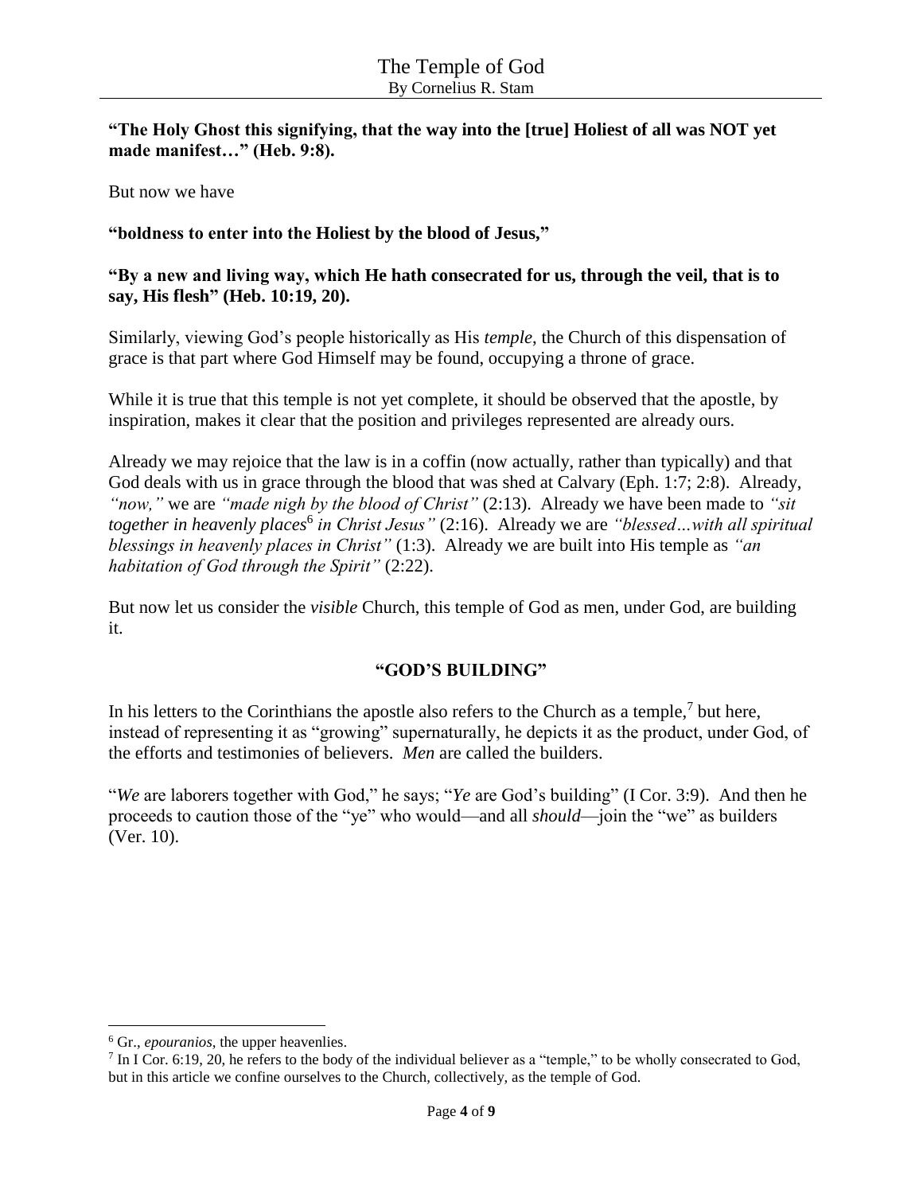**"The Holy Ghost this signifying, that the way into the [true] Holiest of all was NOT yet made manifest…" (Heb. 9:8).**

But now we have

**"boldness to enter into the Holiest by the blood of Jesus,"**

**"By a new and living way, which He hath consecrated for us, through the veil, that is to say, His flesh" (Heb. 10:19, 20).**

Similarly, viewing God's people historically as His *temple*, the Church of this dispensation of grace is that part where God Himself may be found, occupying a throne of grace.

While it is true that this temple is not yet complete, it should be observed that the apostle, by inspiration, makes it clear that the position and privileges represented are already ours.

Already we may rejoice that the law is in a coffin (now actually, rather than typically) and that God deals with us in grace through the blood that was shed at Calvary (Eph. 1:7; 2:8). Already, *"now,"* we are *"made nigh by the blood of Christ"* (2:13). Already we have been made to *"sit together in heavenly places*[6] *in Christ Jesus"* (2:16). Already we are *"blessed…with all spiritual blessings in heavenly places in Christ"* (1:3). Already we are built into His temple as *"an habitation of God through the Spirit"* (2:22).

But now let us consider the *visible* Church, this temple of God as men, under God, are building it.

## "GOD'S BUILDING"

In his letters to the Corinthians the apostle also refers to the Church as a temple,[7] but here, instead of representing it as "growing" supernaturally, he depicts it as the product, under God, of the efforts and testimonies of believers. *Men* are called the builders.

"*We* are laborers together with God," he says; "*Ye* are God's building" (I Cor. 3:9). And then he proceeds to caution those of the "ye" who would—and all *should*—join the "we" as builders (Ver. 10).

---

[6] Gr., *epouranios*, the upper heavenlies.

[7] In I Cor. 6:19, 20, he refers to the body of the individual believer as a "temple," to be wholly consecrated to God, but in this article we confine ourselves to the Church, collectively, as the temple of God.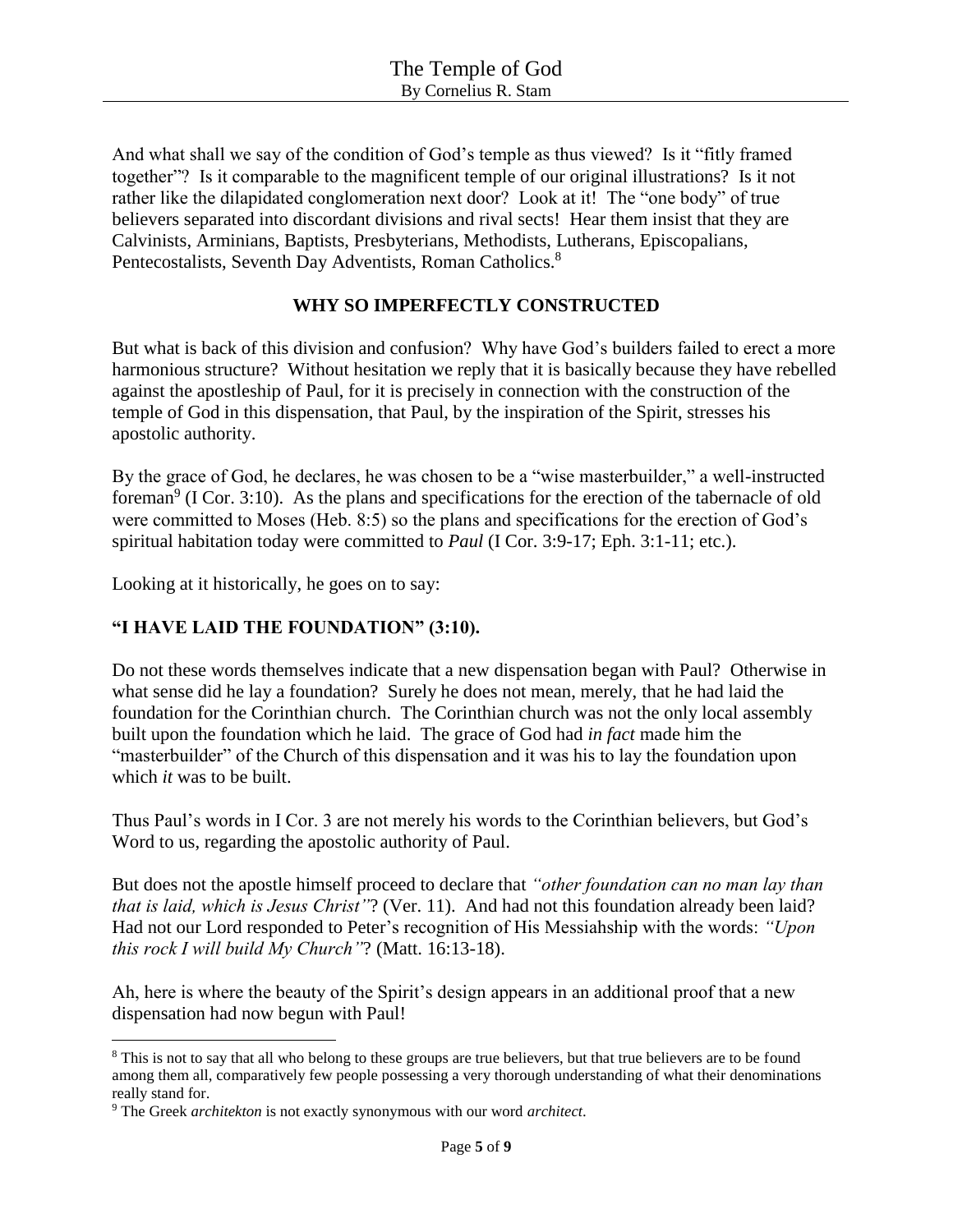And what shall we say of the condition of God's temple as thus viewed? Is it "fitly framed together"? Is it comparable to the magnificent temple of our original illustrations? Is it not rather like the dilapidated conglomeration next door? Look at it! The "one body" of true believers separated into discordant divisions and rival sects! Hear them insist that they are Calvinists, Arminians, Baptists, Presbyterians, Methodists, Lutherans, Episcopalians, Pentecostalists, Seventh Day Adventists, Roman Catholics.[8]

## WHY SO IMPERFECTLY CONSTRUCTED

But what is back of this division and confusion? Why have God's builders failed to erect a more harmonious structure? Without hesitation we reply that it is basically because they have rebelled against the apostleship of Paul, for it is precisely in connection with the construction of the temple of God in this dispensation, that Paul, by the inspiration of the Spirit, stresses his apostolic authority.

By the grace of God, he declares, he was chosen to be a "wise masterbuilder," a well-instructed foreman[9] (I Cor. 3:10). As the plans and specifications for the erection of the tabernacle of old were committed to Moses (Heb. 8:5) so the plans and specifications for the erection of God's spiritual habitation today were committed to *Paul* (I Cor. 3:9-17; Eph. 3:1-11; etc.).

Looking at it historically, he goes on to say:

### "I HAVE LAID THE FOUNDATION" (3:10).

Do not these words themselves indicate that a new dispensation began with Paul? Otherwise in what sense did he lay a foundation? Surely he does not mean, merely, that he had laid the foundation for the Corinthian church. The Corinthian church was not the only local assembly built upon the foundation which he laid. The grace of God had *in fact* made him the "masterbuilder" of the Church of this dispensation and it was his to lay the foundation upon which *it* was to be built.

Thus Paul's words in I Cor. 3 are not merely his words to the Corinthian believers, but God's Word to us, regarding the apostolic authority of Paul.

But does not the apostle himself proceed to declare that *"other foundation can no man lay than that is laid, which is Jesus Christ"*? (Ver. 11). And had not this foundation already been laid? Had not our Lord responded to Peter's recognition of His Messiahship with the words: *"Upon this rock I will build My Church"*? (Matt. 16:13-18).

Ah, here is where the beauty of the Spirit's design appears in an additional proof that a new dispensation had now begun with Paul!

---

[8] This is not to say that all who belong to these groups are true believers, but that true believers are to be found among them all, comparatively few people possessing a very thorough understanding of what their denominations really stand for.

[9] The Greek *architekton* is not exactly synonymous with our word *architect*.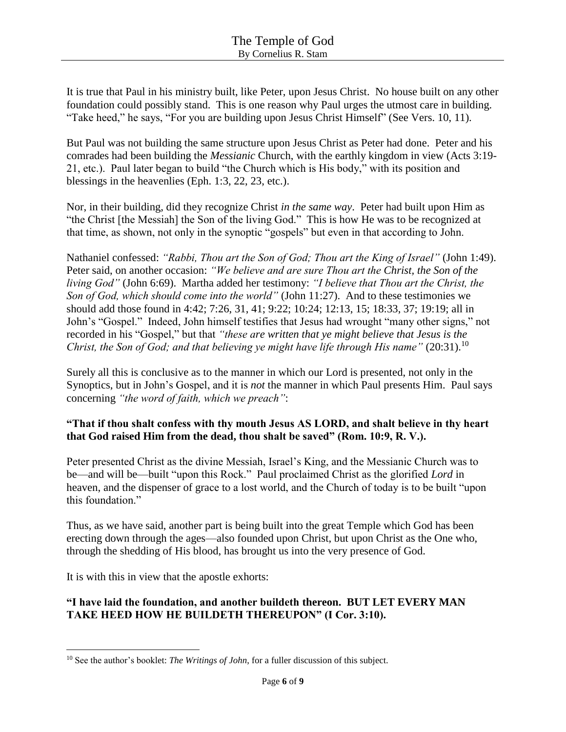It is true that Paul in his ministry built, like Peter, upon Jesus Christ. No house built on any other foundation could possibly stand. This is one reason why Paul urges the utmost care in building. "Take heed," he says, "For you are building upon Jesus Christ Himself" (See Vers. 10, 11).

But Paul was not building the same structure upon Jesus Christ as Peter had done. Peter and his comrades had been building the *Messianic* Church, with the earthly kingdom in view (Acts 3:19-21, etc.). Paul later began to build "the Church which is His body," with its position and blessings in the heavenlies (Eph. 1:3, 22, 23, etc.).

Nor, in their building, did they recognize Christ *in the same way*. Peter had built upon Him as "the Christ [the Messiah] the Son of the living God." This is how He was to be recognized at that time, as shown, not only in the synoptic "gospels" but even in that according to John.

Nathaniel confessed: *"Rabbi, Thou art the Son of God; Thou art the King of Israel"* (John 1:49). Peter said, on another occasion: *"We believe and are sure Thou art the Christ, the Son of the living God"* (John 6:69). Martha added her testimony: *"I believe that Thou art the Christ, the Son of God, which should come into the world"* (John 11:27). And to these testimonies we should add those found in 4:42; 7:26, 31, 41; 9:22; 10:24; 12:13, 15; 18:33, 37; 19:19; all in John's "Gospel." Indeed, John himself testifies that Jesus had wrought "many other signs," not recorded in his "Gospel," but that *"these are written that ye might believe that Jesus is the Christ, the Son of God; and that believing ye might have life through His name"* (20:31).[10]

Surely all this is conclusive as to the manner in which our Lord is presented, not only in the Synoptics, but in John's Gospel, and it is *not* the manner in which Paul presents Him. Paul says concerning *"the word of faith, which we preach"*:

**"That if thou shalt confess with thy mouth Jesus AS LORD, and shalt believe in thy heart that God raised Him from the dead, thou shalt be saved" (Rom. 10:9, R. V.).**

Peter presented Christ as the divine Messiah, Israel's King, and the Messianic Church was to be—and will be—built "upon this Rock." Paul proclaimed Christ as the glorified *Lord* in heaven, and the dispenser of grace to a lost world, and the Church of today is to be built "upon this foundation."

Thus, as we have said, another part is being built into the great Temple which God has been erecting down through the ages—also founded upon Christ, but upon Christ as the One who, through the shedding of His blood, has brought us into the very presence of God.

It is with this in view that the apostle exhorts:

**"I have laid the foundation, and another buildeth thereon. BUT LET EVERY MAN TAKE HEED HOW HE BUILDETH THEREUPON" (I Cor. 3:10).**

---

[10] See the author's booklet: *The Writings of John*, for a fuller discussion of this subject.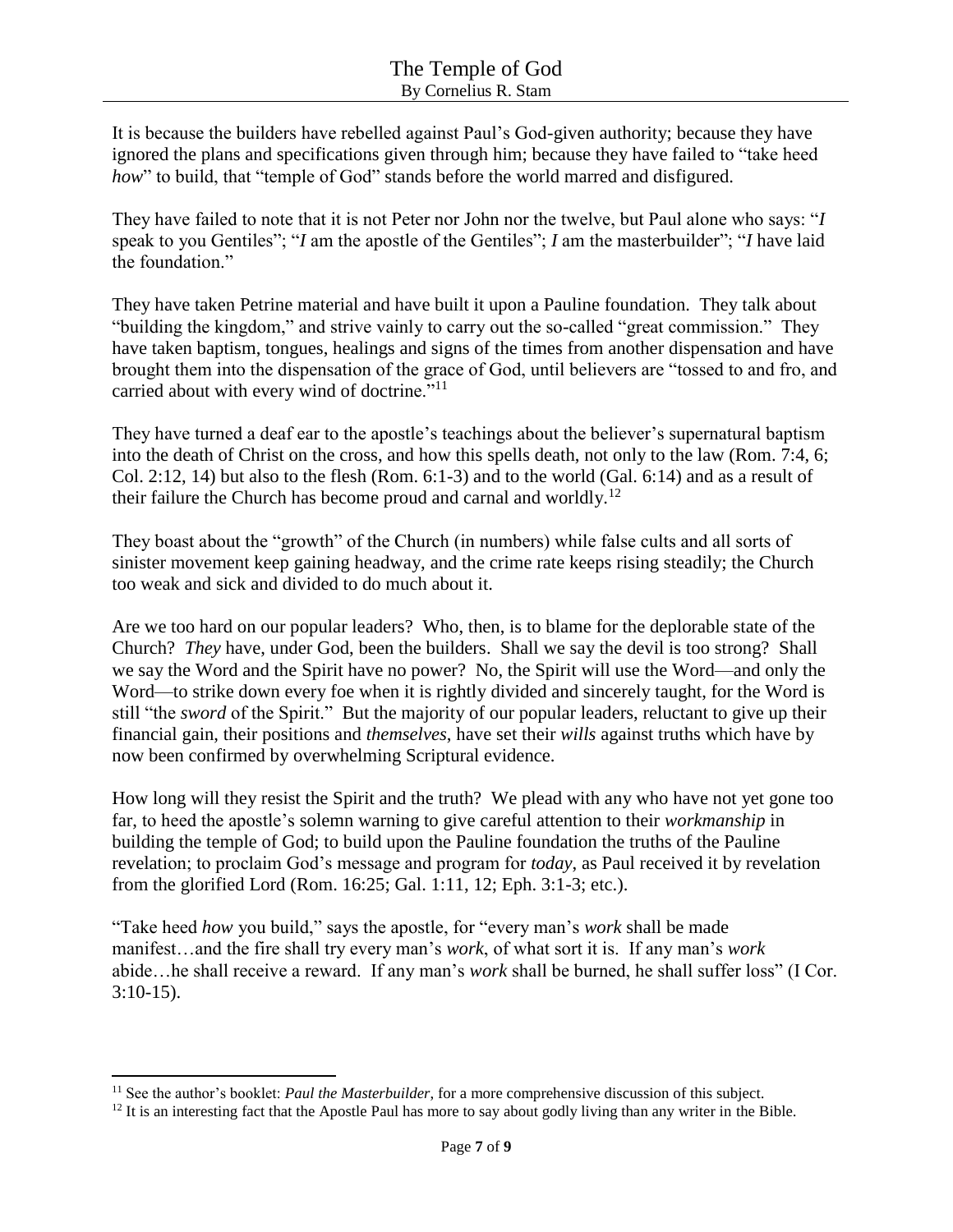It is because the builders have rebelled against Paul's God-given authority; because they have ignored the plans and specifications given through him; because they have failed to "take heed *how*" to build, that "temple of God" stands before the world marred and disfigured.

They have failed to note that it is not Peter nor John nor the twelve, but Paul alone who says: "*I* speak to you Gentiles"; "*I* am the apostle of the Gentiles"; *I* am the masterbuilder"; "*I* have laid the foundation."

They have taken Petrine material and have built it upon a Pauline foundation. They talk about "building the kingdom," and strive vainly to carry out the so-called "great commission." They have taken baptism, tongues, healings and signs of the times from another dispensation and have brought them into the dispensation of the grace of God, until believers are "tossed to and fro, and carried about with every wind of doctrine."[11]

They have turned a deaf ear to the apostle's teachings about the believer's supernatural baptism into the death of Christ on the cross, and how this spells death, not only to the law (Rom. 7:4, 6; Col. 2:12, 14) but also to the flesh (Rom. 6:1-3) and to the world (Gal. 6:14) and as a result of their failure the Church has become proud and carnal and worldly.[12]

They boast about the "growth" of the Church (in numbers) while false cults and all sorts of sinister movement keep gaining headway, and the crime rate keeps rising steadily; the Church too weak and sick and divided to do much about it.

Are we too hard on our popular leaders? Who, then, is to blame for the deplorable state of the Church? *They* have, under God, been the builders. Shall we say the devil is too strong? Shall we say the Word and the Spirit have no power? No, the Spirit will use the Word—and only the Word—to strike down every foe when it is rightly divided and sincerely taught, for the Word is still "the *sword* of the Spirit." But the majority of our popular leaders, reluctant to give up their financial gain, their positions and *themselves*, have set their *wills* against truths which have by now been confirmed by overwhelming Scriptural evidence.

How long will they resist the Spirit and the truth? We plead with any who have not yet gone too far, to heed the apostle's solemn warning to give careful attention to their *workmanship* in building the temple of God; to build upon the Pauline foundation the truths of the Pauline revelation; to proclaim God's message and program for *today*, as Paul received it by revelation from the glorified Lord (Rom. 16:25; Gal. 1:11, 12; Eph. 3:1-3; etc.).

"Take heed *how* you build," says the apostle, for "every man's *work* shall be made manifest…and the fire shall try every man's *work*, of what sort it is. If any man's *work* abide…he shall receive a reward. If any man's *work* shall be burned, he shall suffer loss" (I Cor. 3:10-15).

---

[11] See the author's booklet: *Paul the Masterbuilder*, for a more comprehensive discussion of this subject.

[12] It is an interesting fact that the Apostle Paul has more to say about godly living than any writer in the Bible.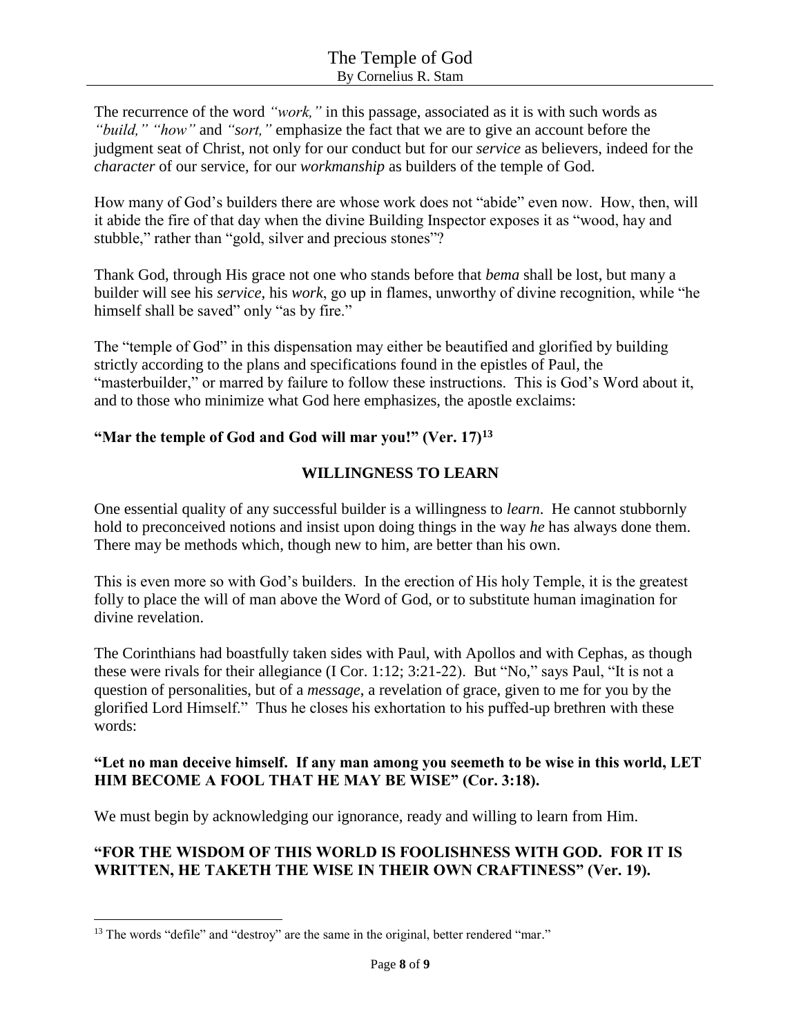The recurrence of the word *"work,"* in this passage, associated as it is with such words as *"build," "how"* and *"sort,"* emphasize the fact that we are to give an account before the judgment seat of Christ, not only for our conduct but for our *service* as believers, indeed for the *character* of our service, for our *workmanship* as builders of the temple of God.

How many of God's builders there are whose work does not "abide" even now. How, then, will it abide the fire of that day when the divine Building Inspector exposes it as "wood, hay and stubble," rather than "gold, silver and precious stones"?

Thank God, through His grace not one who stands before that *bema* shall be lost, but many a builder will see his *service*, his *work*, go up in flames, unworthy of divine recognition, while "he himself shall be saved" only "as by fire."

The "temple of God" in this dispensation may either be beautified and glorified by building strictly according to the plans and specifications found in the epistles of Paul, the "masterbuilder," or marred by failure to follow these instructions. This is God's Word about it, and to those who minimize what God here emphasizes, the apostle exclaims:

**"Mar the temple of God and God will mar you!" (Ver. 17)**[13]

## WILLINGNESS TO LEARN

One essential quality of any successful builder is a willingness to *learn*. He cannot stubbornly hold to preconceived notions and insist upon doing things in the way *he* has always done them. There may be methods which, though new to him, are better than his own.

This is even more so with God's builders. In the erection of His holy Temple, it is the greatest folly to place the will of man above the Word of God, or to substitute human imagination for divine revelation.

The Corinthians had boastfully taken sides with Paul, with Apollos and with Cephas, as though these were rivals for their allegiance (I Cor. 1:12; 3:21-22). But "No," says Paul, "It is not a question of personalities, but of a *message*, a revelation of grace, given to me for you by the glorified Lord Himself." Thus he closes his exhortation to his puffed-up brethren with these words:

**"Let no man deceive himself. If any man among you seemeth to be wise in this world, LET HIM BECOME A FOOL THAT HE MAY BE WISE" (Cor. 3:18).**

We must begin by acknowledging our ignorance, ready and willing to learn from Him.

**"FOR THE WISDOM OF THIS WORLD IS FOOLISHNESS WITH GOD. FOR IT IS WRITTEN, HE TAKETH THE WISE IN THEIR OWN CRAFTINESS" (Ver. 19).**

---

[13] The words "defile" and "destroy" are the same in the original, better rendered "mar."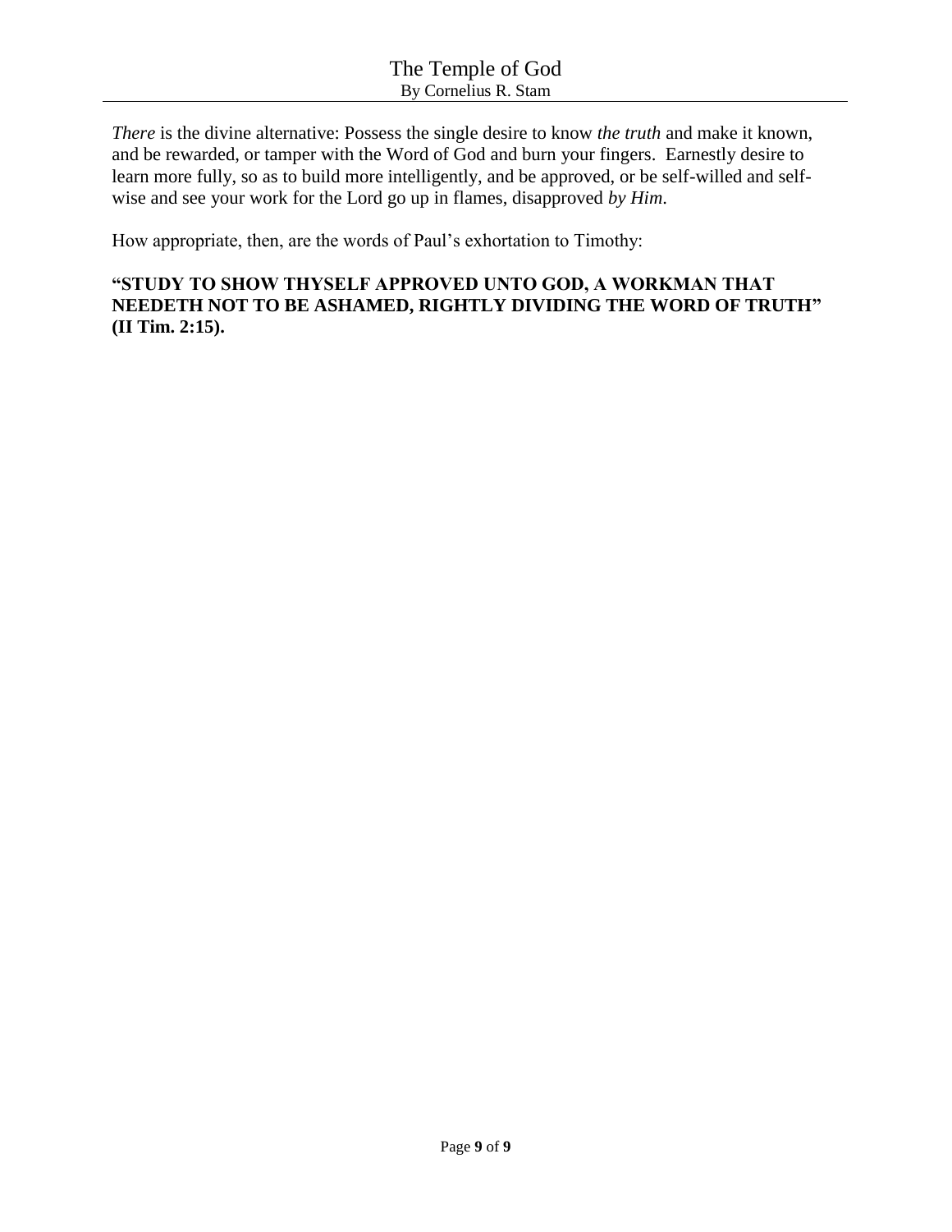*There* is the divine alternative: Possess the single desire to know *the truth* and make it known, and be rewarded, or tamper with the Word of God and burn your fingers. Earnestly desire to learn more fully, so as to build more intelligently, and be approved, or be self-willed and self-wise and see your work for the Lord go up in flames, disapproved *by Him*.

How appropriate, then, are the words of Paul's exhortation to Timothy:

**"STUDY TO SHOW THYSELF APPROVED UNTO GOD, A WORKMAN THAT NEEDETH NOT TO BE ASHAMED, RIGHTLY DIVIDING THE WORD OF TRUTH" (II Tim. 2:15).**